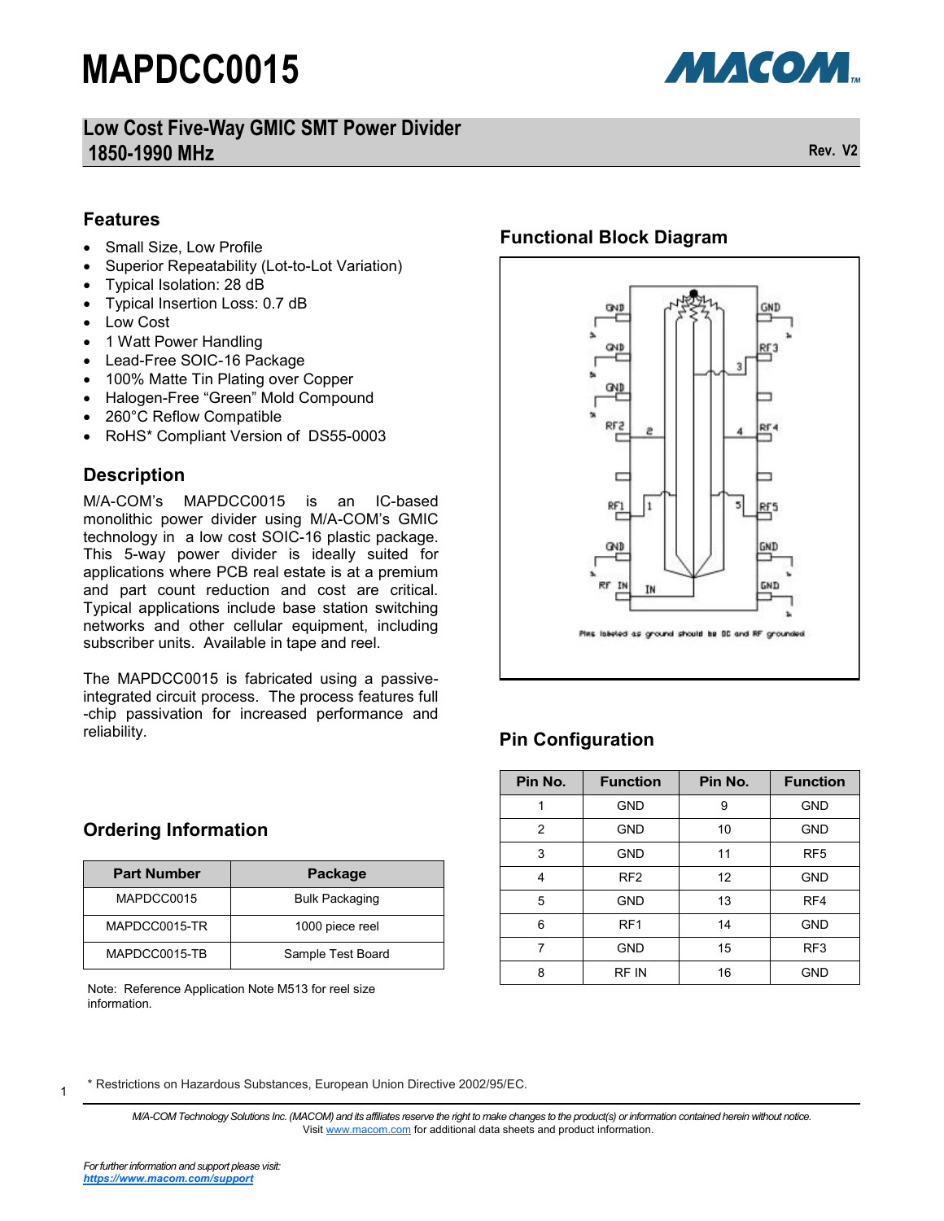# MAPDCC0015

## Low Cost Five-Way GMIC SMT Power Divider 1850-1990 MHz

Rev. V2

## Features

- Small Size, Low Profile
- Superior Repeatability (Lot-to-Lot Variation)
- Typical Isolation: 28 dB
- Typical Insertion Loss: 0.7 dB
- Low Cost
- 1 Watt Power Handling
- Lead-Free SOIC-16 Package
- 100% Matte Tin Plating over Copper
- Halogen-Free "Green" Mold Compound
- 260°C Reflow Compatible
- RoHS* Compliant Version of DS55-0003

## Description

M/A-COM's MAPDCC0015 is an IC-based monolithic power divider using M/A-COM's GMIC technology in a low cost SOIC-16 plastic package. This 5-way power divider is ideally suited for applications where PCB real estate is at a premium and part count reduction and cost are critical. Typical applications include base station switching networks and other cellular equipment, including subscriber units. Available in tape and reel.

The MAPDCC0015 is fabricated using a passive-integrated circuit process. The process features full-chip passivation for increased performance and reliability.

## Functional Block Diagram

Pins labeled as ground should be DC and RF grounded

## Ordering Information

| Part Number | Package |
|---|---|
| MAPDCC0015 | Bulk Packaging |
| MAPDCC0015-TR | 1000 piece reel |
| MAPDCC0015-TB | Sample Test Board |

Note: Reference Application Note M513 for reel size information.

## Pin Configuration

| Pin No. | Function | Pin No. | Function |
|---|---|---|---|
| 1 | GND | 9 | GND |
| 2 | GND | 10 | GND |
| 3 | GND | 11 | RF5 |
| 4 | RF2 | 12 | GND |
| 5 | GND | 13 | RF4 |
| 6 | RF1 | 14 | GND |
| 7 | GND | 15 | RF3 |
| 8 | RF IN | 16 | GND |

\* Restrictions on Hazardous Substances, European Union Directive 2002/95/EC.

*M/A-COM Technology Solutions Inc. (MACOM) and its affiliates reserve the right to make changes to the product(s) or information contained herein without notice.*
Visit www.macom.com for additional data sheets and product information.

*For further information and support please visit:*
***https://www.macom.com/support***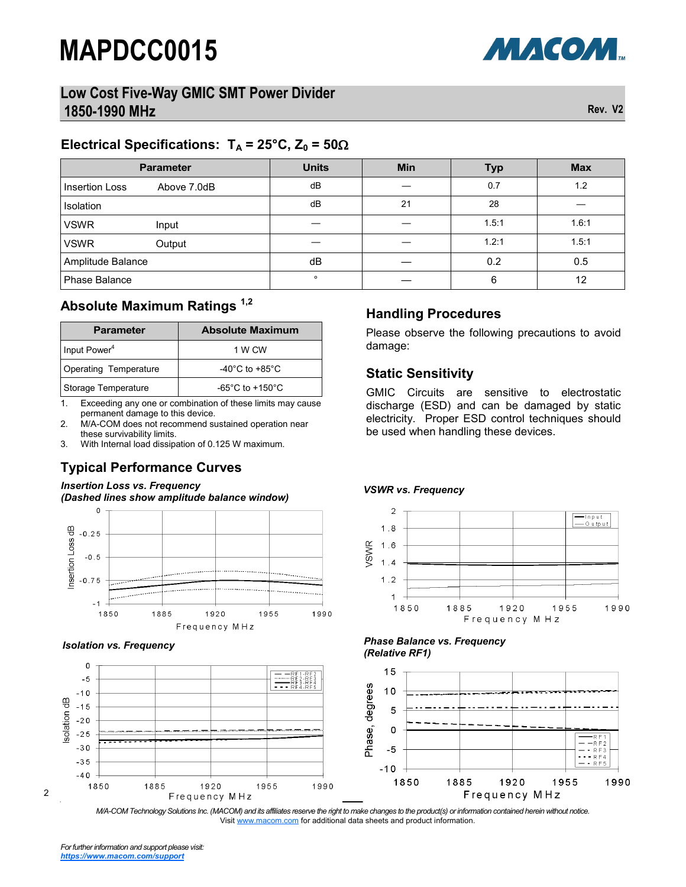# MAPDCC0015

## Low Cost Five-Way GMIC SMT Power Divider 1850-1990 MHz

Rev. V2

### Electrical Specifications: $T_A = 25°C, Z_0 = 50\Omega$

| Parameter | | Units | Min | Typ | Max |
|---|---|---|---|---|---|
| Insertion Loss | Above 7.0dB | dB | — | 0.7 | 1.2 |
| Isolation | | dB | 21 | 28 | — |
| VSWR | Input | — | — | 1.5:1 | 1.6:1 |
| VSWR | Output | — | — | 1.2:1 | 1.5:1 |
| Amplitude Balance | | dB | — | 0.2 | 0.5 |
| Phase Balance | | ° | — | 6 | 12 |

### Absolute Maximum Ratings [1,2]

| Parameter | Absolute Maximum |
|---|---|
| Input Power[4] | 1 W CW |
| Operating Temperature | -40°C to +85°C |
| Storage Temperature | -65°C to +150°C |

1. Exceeding any one or combination of these limits may cause permanent damage to this device.
2. M/A-COM does not recommend sustained operation near these survivability limits.
3. With Internal load dissipation of 0.125 W maximum.

### Handling Procedures

Please observe the following precautions to avoid damage:

### Static Sensitivity

GMIC Circuits are sensitive to electrostatic discharge (ESD) and can be damaged by static electricity. Proper ESD control techniques should be used when handling these devices.

### Typical Performance Curves

*Insertion Loss vs. Frequency (Dashed lines show amplitude balance window)*

*VSWR vs. Frequency*

*Isolation vs. Frequency*

*Phase Balance vs. Frequency (Relative RF1)*

*M/A-COM Technology Solutions Inc. (MACOM) and its affiliates reserve the right to make changes to the product(s) or information contained herein without notice.*
Visit www.macom.com for additional data sheets and product information.

*For further information and support please visit:*
***https://www.macom.com/support***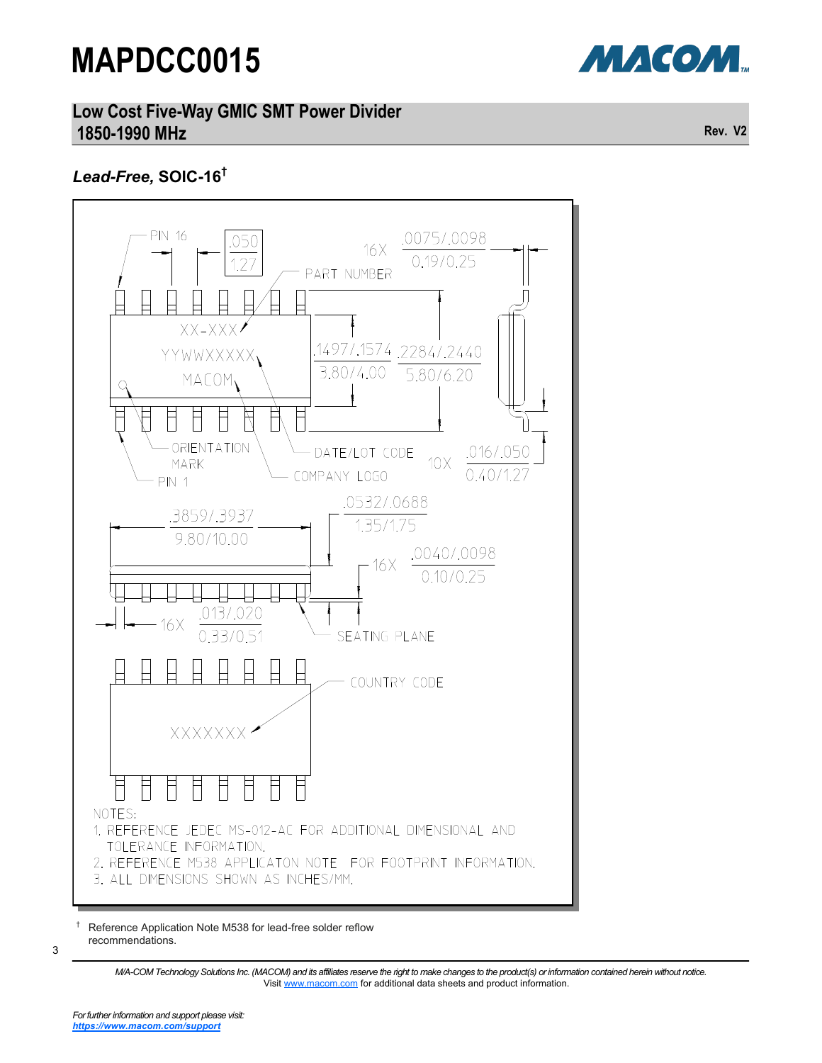# MAPDCC0015

## Low Cost Five-Way GMIC SMT Power Divider 1850-1990 MHz

Rev. V2

### *Lead-Free,* SOIC-16†

PIN 16

.050 / 1.27

16X .0075/.0098 / 0.19/0.25

PART NUMBER

XX-XXX

YYWWXXXXX

MACOM

.1497/.1574 / 3.80/4.00

.2284/.2440 / 5.80/6.20

ORIENTATION MARK

PIN 1

DATE/LOT CODE

COMPANY LOGO

10X .016/.050 / 0.40/1.27

.3859/.3937 / 9.80/10.00

.0532/.0688 / 1.35/1.75

16X .0040/.0098 / 0.10/0.25

16X .013/.020 / 0.33/0.51

SEATING PLANE

XXXXXXX

COUNTRY CODE

NOTES:

1. REFERENCE JEDEC MS-012-AC FOR ADDITIONAL DIMENSIONAL AND TOLERANCE INFORMATION.
2. REFERENCE M538 APPLICATON NOTE FOR FOOTPRINT INFORMATION.
3. ALL DIMENSIONS SHOWN AS INCHES/MM.

† Reference Application Note M538 for lead-free solder reflow recommendations.

*M/A-COM Technology Solutions Inc. (MACOM) and its affiliates reserve the right to make changes to the product(s) or information contained herein without notice.*
Visit www.macom.com for additional data sheets and product information.

*For further information and support please visit:*
***https://www.macom.com/support***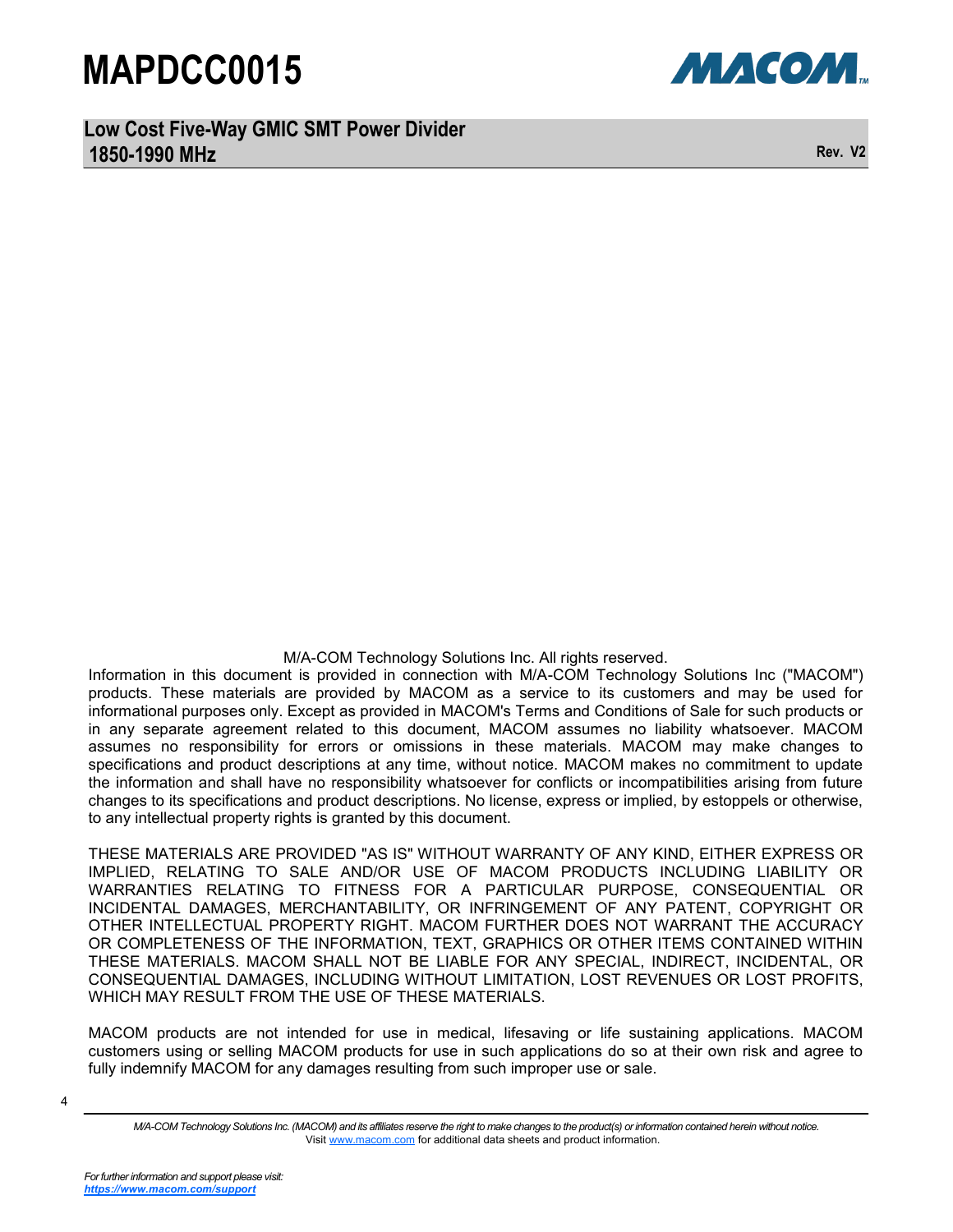M/A-COM Technology Solutions Inc. All rights reserved.

Information in this document is provided in connection with M/A-COM Technology Solutions Inc ("MACOM") products. These materials are provided by MACOM as a service to its customers and may be used for informational purposes only. Except as provided in MACOM's Terms and Conditions of Sale for such products or in any separate agreement related to this document, MACOM assumes no liability whatsoever. MACOM assumes no responsibility for errors or omissions in these materials. MACOM may make changes to specifications and product descriptions at any time, without notice. MACOM makes no commitment to update the information and shall have no responsibility whatsoever for conflicts or incompatibilities arising from future changes to its specifications and product descriptions. No license, express or implied, by estoppels or otherwise, to any intellectual property rights is granted by this document.

THESE MATERIALS ARE PROVIDED "AS IS" WITHOUT WARRANTY OF ANY KIND, EITHER EXPRESS OR IMPLIED, RELATING TO SALE AND/OR USE OF MACOM PRODUCTS INCLUDING LIABILITY OR WARRANTIES RELATING TO FITNESS FOR A PARTICULAR PURPOSE, CONSEQUENTIAL OR INCIDENTAL DAMAGES, MERCHANTABILITY, OR INFRINGEMENT OF ANY PATENT, COPYRIGHT OR OTHER INTELLECTUAL PROPERTY RIGHT. MACOM FURTHER DOES NOT WARRANT THE ACCURACY OR COMPLETENESS OF THE INFORMATION, TEXT, GRAPHICS OR OTHER ITEMS CONTAINED WITHIN THESE MATERIALS. MACOM SHALL NOT BE LIABLE FOR ANY SPECIAL, INDIRECT, INCIDENTAL, OR CONSEQUENTIAL DAMAGES, INCLUDING WITHOUT LIMITATION, LOST REVENUES OR LOST PROFITS, WHICH MAY RESULT FROM THE USE OF THESE MATERIALS.

MACOM products are not intended for use in medical, lifesaving or life sustaining applications. MACOM customers using or selling MACOM products for use in such applications do so at their own risk and agree to fully indemnify MACOM for any damages resulting from such improper use or sale.